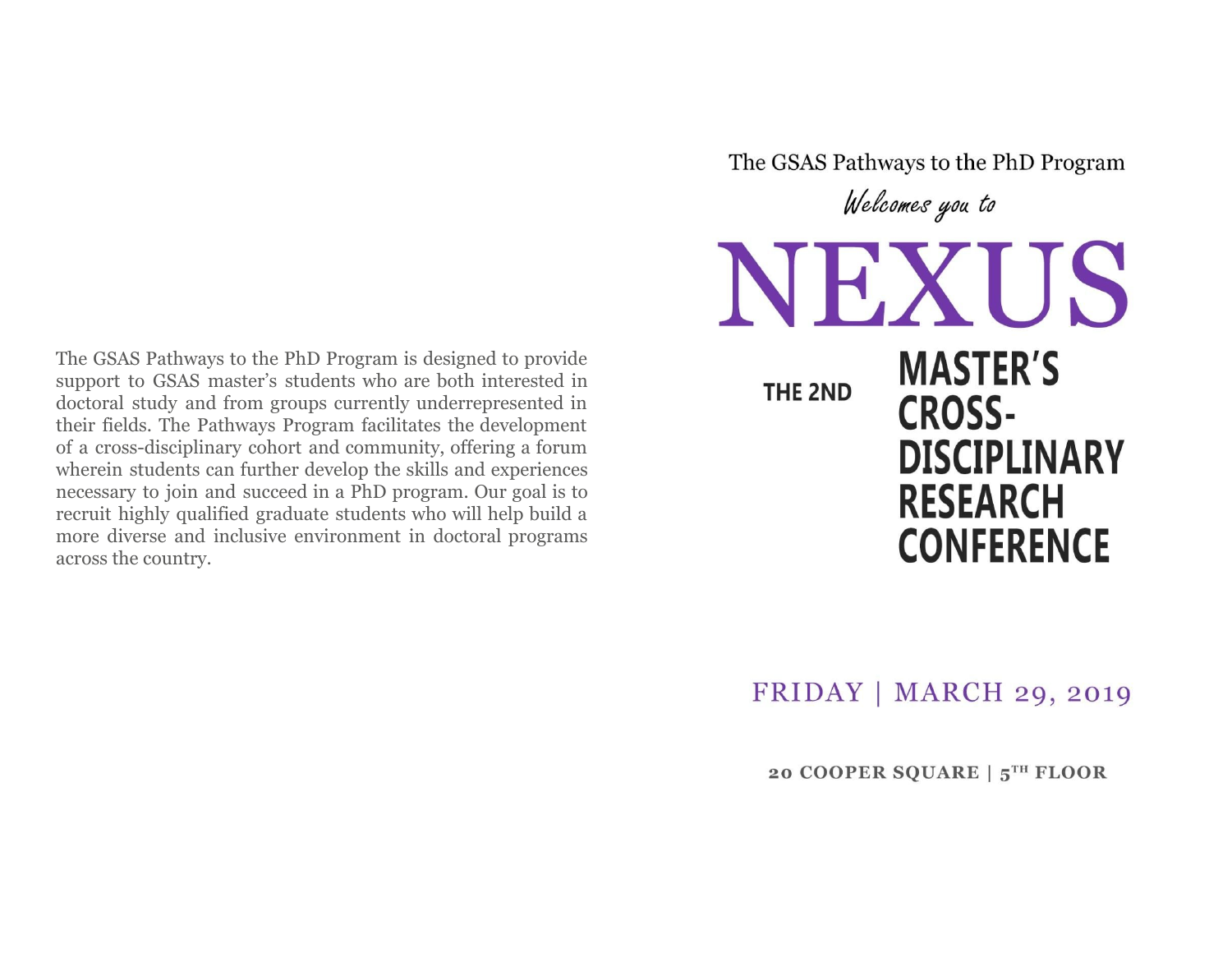The GSAS Pathways to the PhD Program is designed to provide support to GSAS master's students who are both interested in doctoral study and from groups currently underrepresented in their fields. The Pathways Program facilitates the development of a cross-disciplinary cohort and community, offering a forum wherein students can further develop the skills and experiences necessary to join and succeed in a PhD program. Our goal is to recruit highly qualified graduate students who will help build a more diverse and inclusive environment in doctoral programs across the country.

The GSAS Pathways to the PhD Program

*Welcomes you to*

# NEXUS

## THE 2ND MASTER'S CROSS-DISCIPLINARY RESEARCH CONFERENCE

FRIDAY | MARCH 29, 2019

**20 COOPER SQUARE | 5TH FLOOR**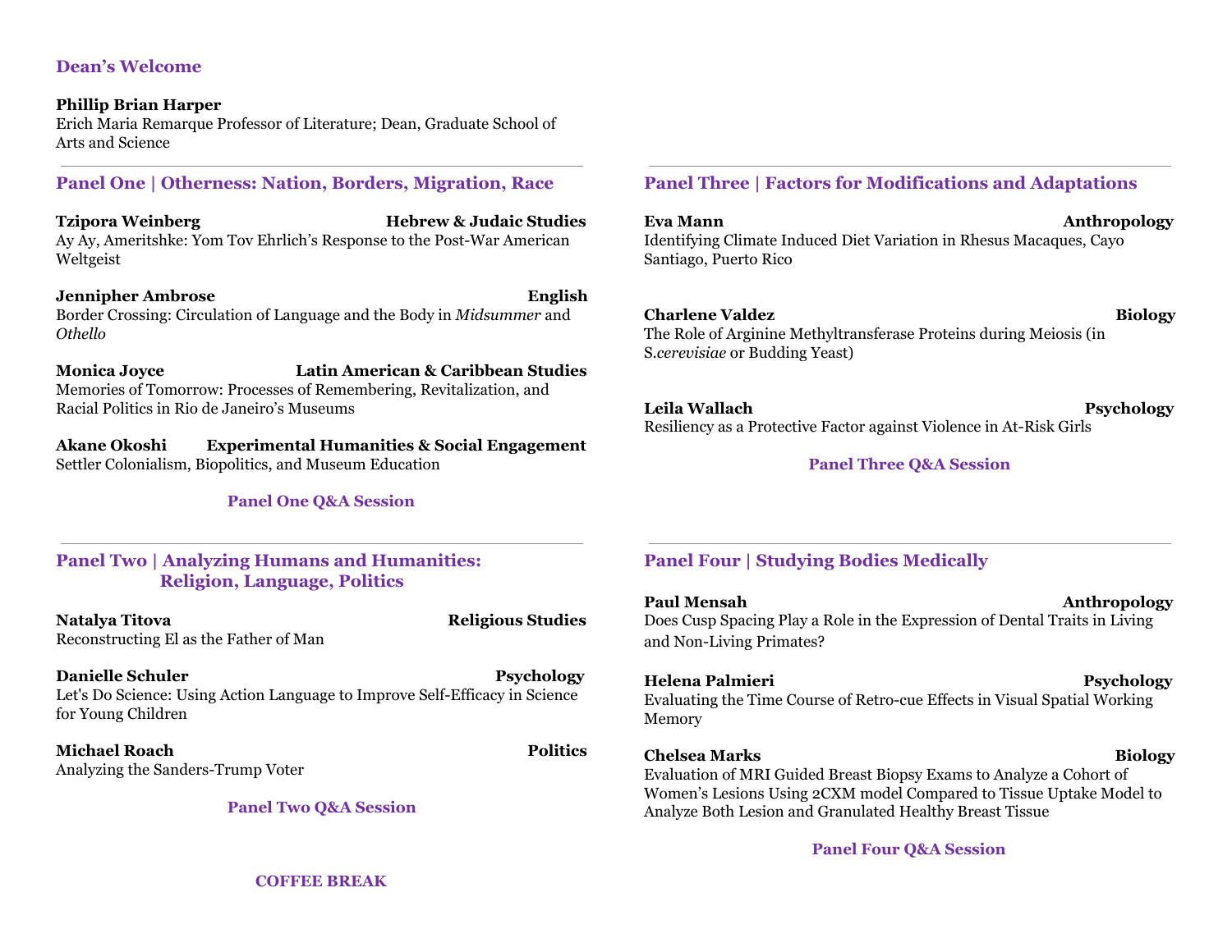## Dean's Welcome

**Phillip Brian Harper**
Erich Maria Remarque Professor of Literature; Dean, Graduate School of Arts and Science

---

## Panel One | Otherness: Nation, Borders, Migration, Race

**Tzipora Weinberg** — **Hebrew & Judaic Studies**
Ay Ay, Ameritshke: Yom Tov Ehrlich's Response to the Post-War American Weltgeist

**Jennipher Ambrose** — **English**
Border Crossing: Circulation of Language and the Body in *Midsummer* and *Othello*

**Monica Joyce** — **Latin American & Caribbean Studies**
Memories of Tomorrow: Processes of Remembering, Revitalization, and Racial Politics in Rio de Janeiro's Museums

**Akane Okoshi** — **Experimental Humanities & Social Engagement**
Settler Colonialism, Biopolitics, and Museum Education

**Panel One Q&A Session**

---

## Panel Two | Analyzing Humans and Humanities: Religion, Language, Politics

**Natalya Titova** — **Religious Studies**
Reconstructing El as the Father of Man

**Danielle Schuler** — **Psychology**
Let's Do Science: Using Action Language to Improve Self-Efficacy in Science for Young Children

**Michael Roach** — **Politics**
Analyzing the Sanders-Trump Voter

**Panel Two Q&A Session**

**COFFEE BREAK**

---

## Panel Three | Factors for Modifications and Adaptations

**Eva Mann** — **Anthropology**
Identifying Climate Induced Diet Variation in Rhesus Macaques, Cayo Santiago, Puerto Rico

**Charlene Valdez** — **Biology**
The Role of Arginine Methyltransferase Proteins during Meiosis (in S.*cerevisiae* or Budding Yeast)

**Leila Wallach** — **Psychology**
Resiliency as a Protective Factor against Violence in At-Risk Girls

**Panel Three Q&A Session**

---

## Panel Four | Studying Bodies Medically

**Paul Mensah** — **Anthropology**
Does Cusp Spacing Play a Role in the Expression of Dental Traits in Living and Non-Living Primates?

**Helena Palmieri** — **Psychology**
Evaluating the Time Course of Retro-cue Effects in Visual Spatial Working Memory

**Chelsea Marks** — **Biology**
Evaluation of MRI Guided Breast Biopsy Exams to Analyze a Cohort of Women's Lesions Using 2CXM model Compared to Tissue Uptake Model to Analyze Both Lesion and Granulated Healthy Breast Tissue

**Panel Four Q&A Session**